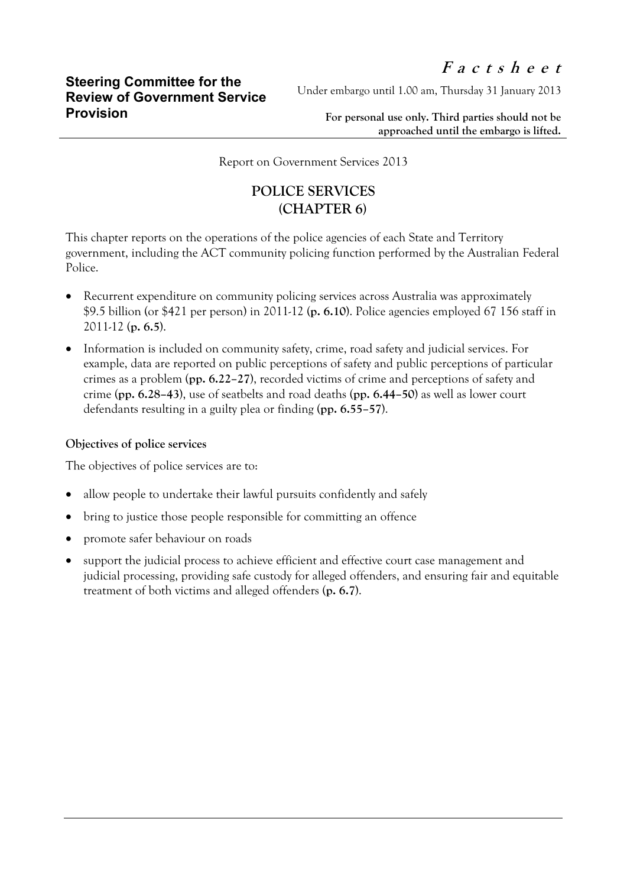**Steering Committee for the Review of Government Service Provision**

***F a c t s h e e t***

Under embargo until 1.00 am, Thursday 31 January 2013

**For personal use only. Third parties should not be approached until the embargo is lifted.**

Report on Government Services 2013

# POLICE SERVICES (CHAPTER 6)

This chapter reports on the operations of the police agencies of each State and Territory government, including the ACT community policing function performed by the Australian Federal Police.

- Recurrent expenditure on community policing services across Australia was approximately $9.5 billion (or $421 per person) in 2011-12 **(p. 6.10)**. Police agencies employed 67 156 staff in 2011-12 (**p. 6.5**).
- Information is included on community safety, crime, road safety and judicial services. For example, data are reported on public perceptions of safety and public perceptions of particular crimes as a problem **(pp. 6.22–27)**, recorded victims of crime and perceptions of safety and crime **(pp. 6.28–43)**, use of seatbelts and road deaths **(pp. 6.44–50)** as well as lower court defendants resulting in a guilty plea or finding **(pp. 6.55–57)**.

### Objectives of police services

The objectives of police services are to:

- allow people to undertake their lawful pursuits confidently and safely
- bring to justice those people responsible for committing an offence
- promote safer behaviour on roads
- support the judicial process to achieve efficient and effective court case management and judicial processing, providing safe custody for alleged offenders, and ensuring fair and equitable treatment of both victims and alleged offenders **(p. 6.7)**.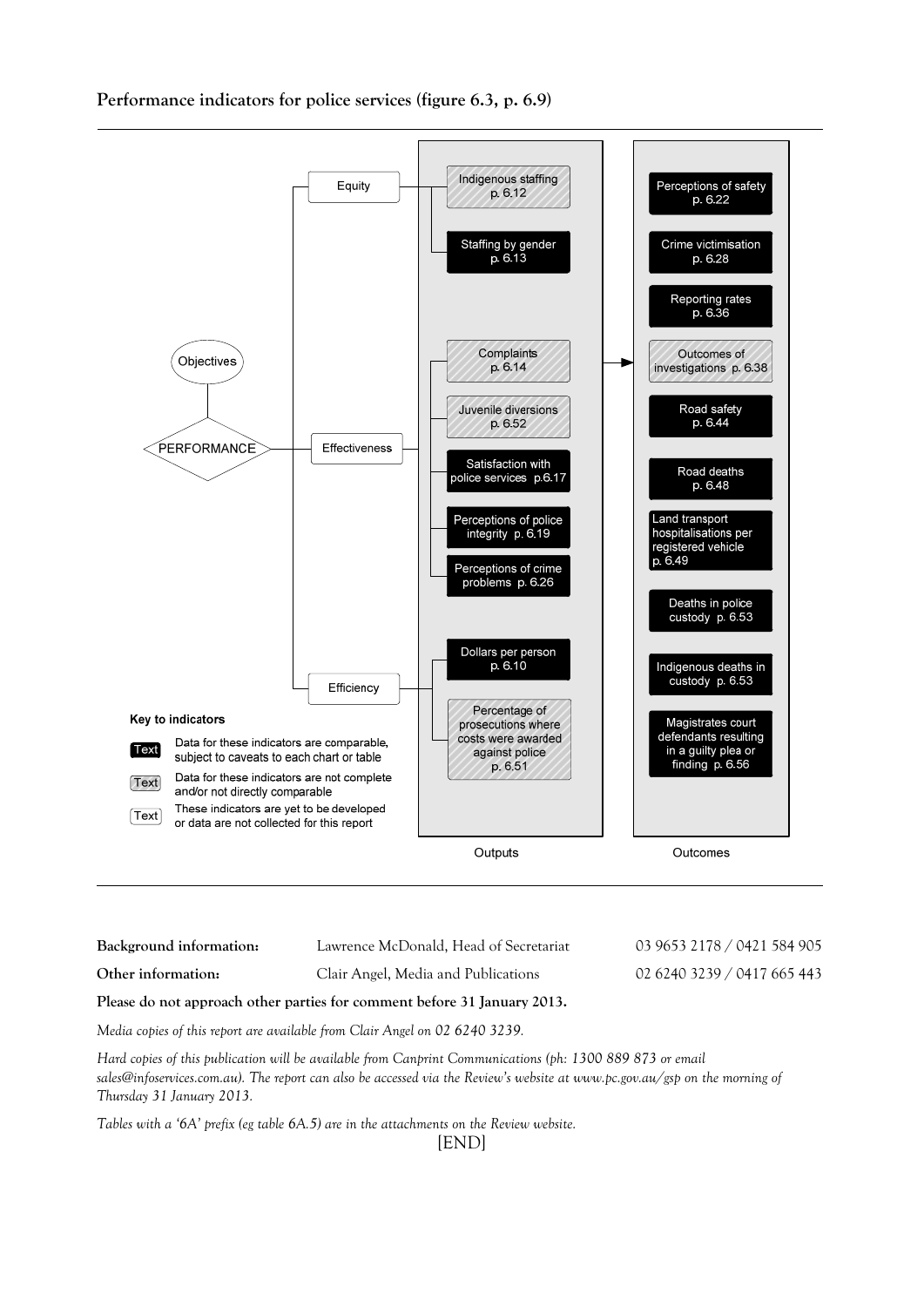**Performance indicators for police services (figure 6.3, p. 6.9)**

Objectives

PERFORMANCE

Equity

Effectiveness

Efficiency

Indigenous staffing p. 6.12

Staffing by gender p. 6.13

Complaints p. 6.14

Juvenile diversions p. 6.52

Satisfaction with police services p.6.17

Perceptions of police integrity p. 6.19

Perceptions of crime problems p. 6.26

Dollars per person p. 6.10

Percentage of prosecutions where costs were awarded against police p. 6.51

Perceptions of safety p. 6.22

Crime victimisation p. 6.28

Reporting rates p. 6.36

Outcomes of investigations p. 6.38

Road safety p. 6.44

Road deaths p. 6.48

Land transport hospitalisations per registered vehicle p. 6.49

Deaths in police custody p. 6.53

Indigenous deaths in custody p. 6.53

Magistrates court defendants resulting in a guilty plea or finding p. 6.56

Outputs

Outcomes

**Key to indicators**

Text — Data for these indicators are comparable, subject to caveats to each chart or table

Text — Data for these indicators are not complete and/or not directly comparable

Text — These indicators are yet to be developed or data are not collected for this report

| | | |
|---|---|---|
| **Background information:** | Lawrence McDonald, Head of Secretariat | 03 9653 2178 / 0421 584 905 |
| **Other information:** | Clair Angel, Media and Publications | 02 6240 3239 / 0417 665 443 |

**Please do not approach other parties for comment before 31 January 2013.**

*Media copies of this report are available from Clair Angel on 02 6240 3239.*

*Hard copies of this publication will be available from Canprint Communications (ph: 1300 889 873 or email sales@infoservices.com.au). The report can also be accessed via the Review's website at www.pc.gov.au/gsp on the morning of Thursday 31 January 2013.*

*Tables with a '6A' prefix (eg table 6A.5) are in the attachments on the Review website.*

[END]